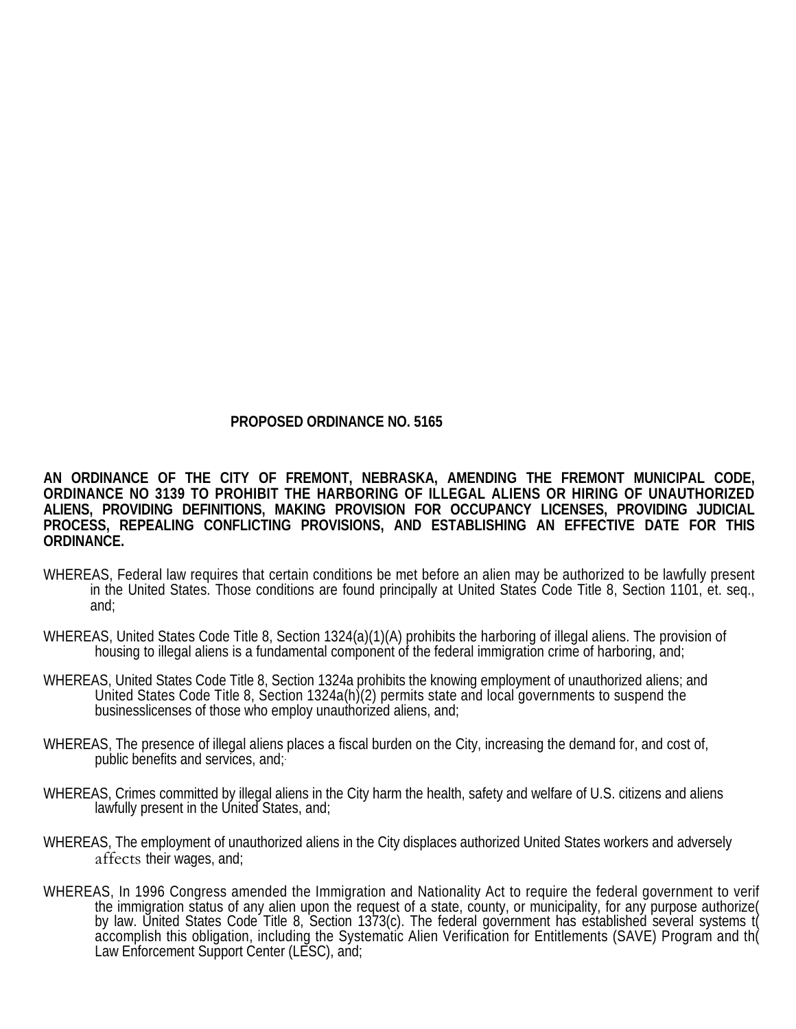**PROPOSED ORDINANCE NO. 5165**

**AN ORDINANCE OF THE CITY OF FREMONT, NEBRASKA, AMENDING THE FREMONT MUNICIPAL CODE, ORDINANCE NO 3139 TO PROHIBIT THE HARBORING OF ILLEGAL ALIENS OR HIRING OF UNAUTHORIZED ALIENS, PROVIDING DEFINITIONS, MAKING PROVISION FOR OCCUPANCY LICENSES, PROVIDING JUDICIAL PROCESS, REPEALING CONFLICTING PROVISIONS, AND ESTABLISHING AN EFFECTIVE DATE FOR THIS ORDINANCE.**

WHEREAS, Federal law requires that certain conditions be met before an alien may be authorized to be lawfully present in the United States. Those conditions are found principally at United States Code Title 8, Section 1101, et. seq., and;

WHEREAS, United States Code Title 8, Section 1324(a)(1)(A) prohibits the harboring of illegal aliens. The provision of housing to illegal aliens is a fundamental component of the federal immigration crime of harboring, and;

WHEREAS, United States Code Title 8, Section 1324a prohibits the knowing employment of unauthorized aliens; and United States Code Title 8, Section 1324a(h)(2) permits state and local governments to suspend the businesslicenses of those who employ unauthorized aliens, and;

WHEREAS, The presence of illegal aliens places a fiscal burden on the City, increasing the demand for, and cost of, public benefits and services, and;

WHEREAS, Crimes committed by illegal aliens in the City harm the health, safety and welfare of U.S. citizens and aliens lawfully present in the United States, and;

WHEREAS, The employment of unauthorized aliens in the City displaces authorized United States workers and adversely affects their wages, and;

WHEREAS, In 1996 Congress amended the Immigration and Nationality Act to require the federal government to verif the immigration status of any alien upon the request of a state, county, or municipality, for any purpose authorize( by law. United States Code Title 8, Section 1373(c). The federal government has established several systems t( accomplish this obligation, including the Systematic Alien Verification for Entitlements (SAVE) Program and th( Law Enforcement Support Center (LESC), and;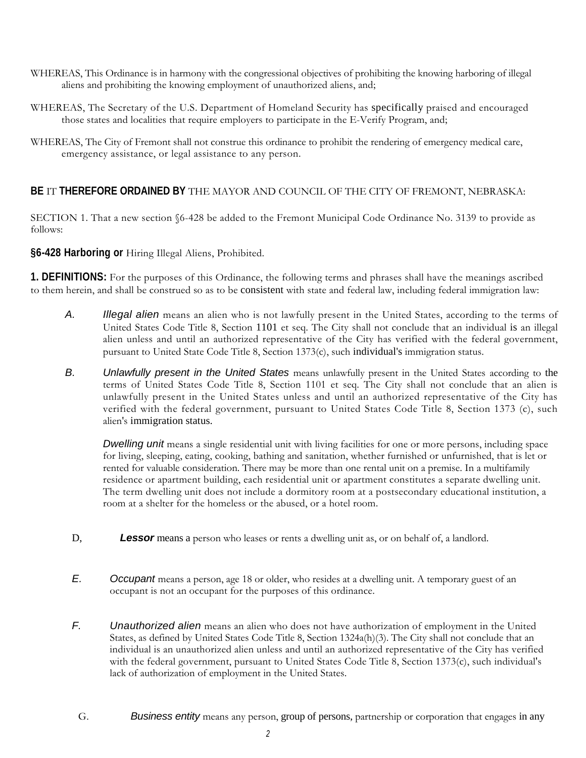WHEREAS, This Ordinance is in harmony with the congressional objectives of prohibiting the knowing harboring of illegal aliens and prohibiting the knowing employment of unauthorized aliens, and;

WHEREAS, The Secretary of the U.S. Department of Homeland Security has specifically praised and encouraged those states and localities that require employers to participate in the E-Verify Program, and;

WHEREAS, The City of Fremont shall not construe this ordinance to prohibit the rendering of emergency medical care, emergency assistance, or legal assistance to any person.

**BE** IT **THEREFORE ORDAINED BY** THE MAYOR AND COUNCIL OF THE CITY OF FREMONT, NEBRASKA:

SECTION 1. That a new section §6-428 be added to the Fremont Municipal Code Ordinance No. 3139 to provide as follows:

**§6-428 Harboring or** Hiring Illegal Aliens, Prohibited.

**1. DEFINITIONS:** For the purposes of this Ordinance, the following terms and phrases shall have the meanings ascribed to them herein, and shall be construed so as to be consistent with state and federal law, including federal immigration law:

A. *Illegal alien* means an alien who is not lawfully present in the United States, according to the terms of United States Code Title 8, Section 1101 et seq. The City shall not conclude that an individual is an illegal alien unless and until an authorized representative of the City has verified with the federal government, pursuant to United State Code Title 8, Section 1373(c), such individual's immigration status.

B. *Unlawfully present in the United States* means unlawfully present in the United States according to the terms of United States Code Title 8, Section 1101 et seq. The City shall not conclude that an alien is unlawfully present in the United States unless and until an authorized representative of the City has verified with the federal government, pursuant to United States Code Title 8, Section 1373 (c), such alien's immigration status.

*Dwelling unit* means a single residential unit with living facilities for one or more persons, including space for living, sleeping, eating, cooking, bathing and sanitation, whether furnished or unfurnished, that is let or rented for valuable consideration. There may be more than one rental unit on a premise. In a multifamily residence or apartment building, each residential unit or apartment constitutes a separate dwelling unit. The term dwelling unit does not include a dormitory room at a postsecondary educational institution, a room at a shelter for the homeless or the abused, or a hotel room.

D, ***Lessor*** means a person who leases or rents a dwelling unit as, or on behalf of, a landlord.

E. *Occupant* means a person, age 18 or older, who resides at a dwelling unit. A temporary guest of an occupant is not an occupant for the purposes of this ordinance.

F. *Unauthorized alien* means an alien who does not have authorization of employment in the United States, as defined by United States Code Title 8, Section 1324a(h)(3). The City shall not conclude that an individual is an unauthorized alien unless and until an authorized representative of the City has verified with the federal government, pursuant to United States Code Title 8, Section 1373(c), such individual's lack of authorization of employment in the United States.

G. *Business entity* means any person, group of persons, partnership or corporation that engages in any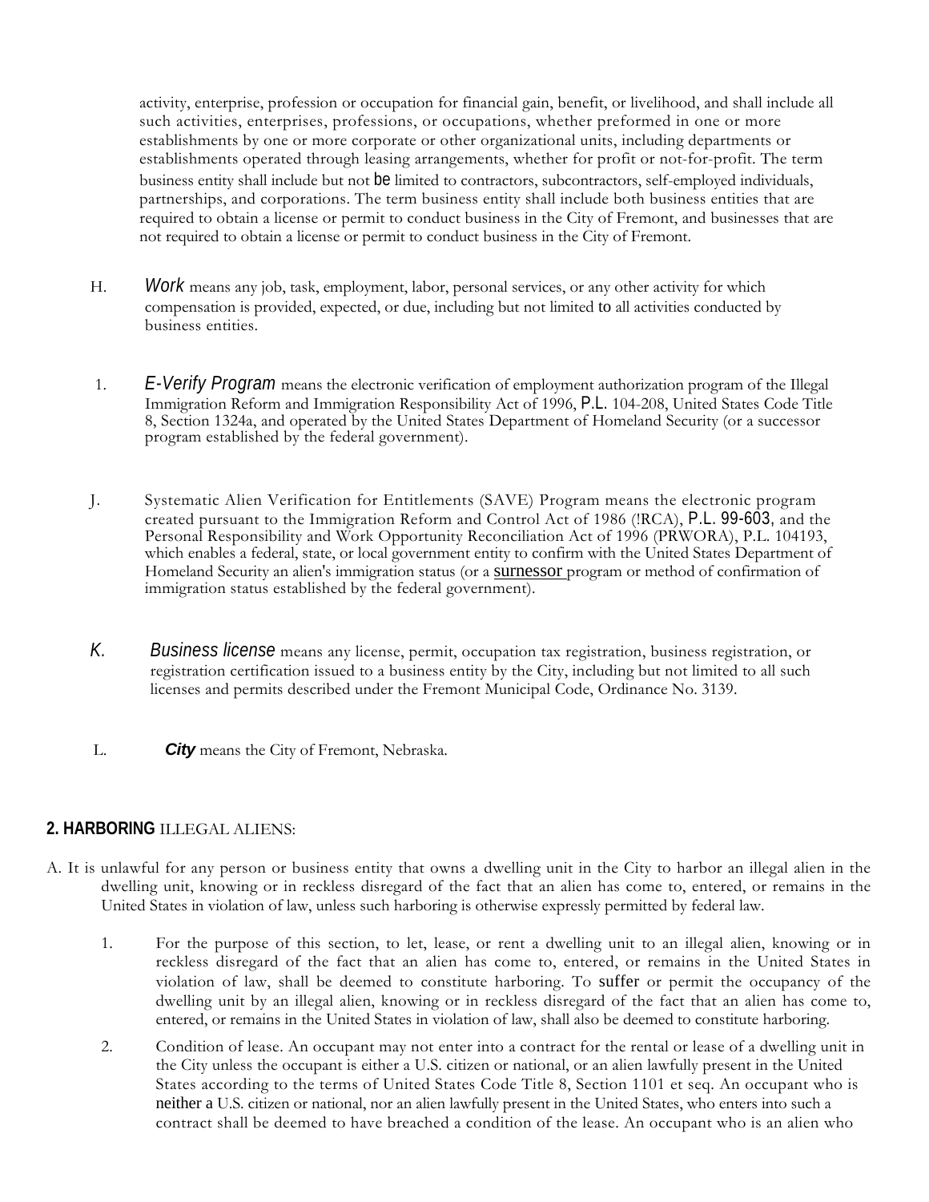activity, enterprise, profession or occupation for financial gain, benefit, or livelihood, and shall include all such activities, enterprises, professions, or occupations, whether preformed in one or more establishments by one or more corporate or other organizational units, including departments or establishments operated through leasing arrangements, whether for profit or not-for-profit. The term business entity shall include but not be limited to contractors, subcontractors, self-employed individuals, partnerships, and corporations. The term business entity shall include both business entities that are required to obtain a license or permit to conduct business in the City of Fremont, and businesses that are not required to obtain a license or permit to conduct business in the City of Fremont.

H. *Work* means any job, task, employment, labor, personal services, or any other activity for which compensation is provided, expected, or due, including but not limited to all activities conducted by business entities.

1. *E-Verify Program* means the electronic verification of employment authorization program of the Illegal Immigration Reform and Immigration Responsibility Act of 1996, P.L. 104-208, United States Code Title 8, Section 1324a, and operated by the United States Department of Homeland Security (or a successor program established by the federal government).

J. Systematic Alien Verification for Entitlements (SAVE) Program means the electronic program created pursuant to the Immigration Reform and Control Act of 1986 (!RCA), P.L. 99-603, and the Personal Responsibility and Work Opportunity Reconciliation Act of 1996 (PRWORA), P.L. 104193, which enables a federal, state, or local government entity to confirm with the United States Department of Homeland Security an alien's immigration status (or a surnessor program or method of confirmation of immigration status established by the federal government).

*K.* *Business license* means any license, permit, occupation tax registration, business registration, or registration certification issued to a business entity by the City, including but not limited to all such licenses and permits described under the Fremont Municipal Code, Ordinance No. 3139.

L. ***City*** means the City of Fremont, Nebraska.

## 2. HARBORING ILLEGAL ALIENS:

A. It is unlawful for any person or business entity that owns a dwelling unit in the City to harbor an illegal alien in the dwelling unit, knowing or in reckless disregard of the fact that an alien has come to, entered, or remains in the United States in violation of law, unless such harboring is otherwise expressly permitted by federal law.

1. For the purpose of this section, to let, lease, or rent a dwelling unit to an illegal alien, knowing or in reckless disregard of the fact that an alien has come to, entered, or remains in the United States in violation of law, shall be deemed to constitute harboring. To suffer or permit the occupancy of the dwelling unit by an illegal alien, knowing or in reckless disregard of the fact that an alien has come to, entered, or remains in the United States in violation of law, shall also be deemed to constitute harboring.

2. Condition of lease. An occupant may not enter into a contract for the rental or lease of a dwelling unit in the City unless the occupant is either a U.S. citizen or national, or an alien lawfully present in the United States according to the terms of United States Code Title 8, Section 1101 et seq. An occupant who is neither a U.S. citizen or national, nor an alien lawfully present in the United States, who enters into such a contract shall be deemed to have breached a condition of the lease. An occupant who is an alien who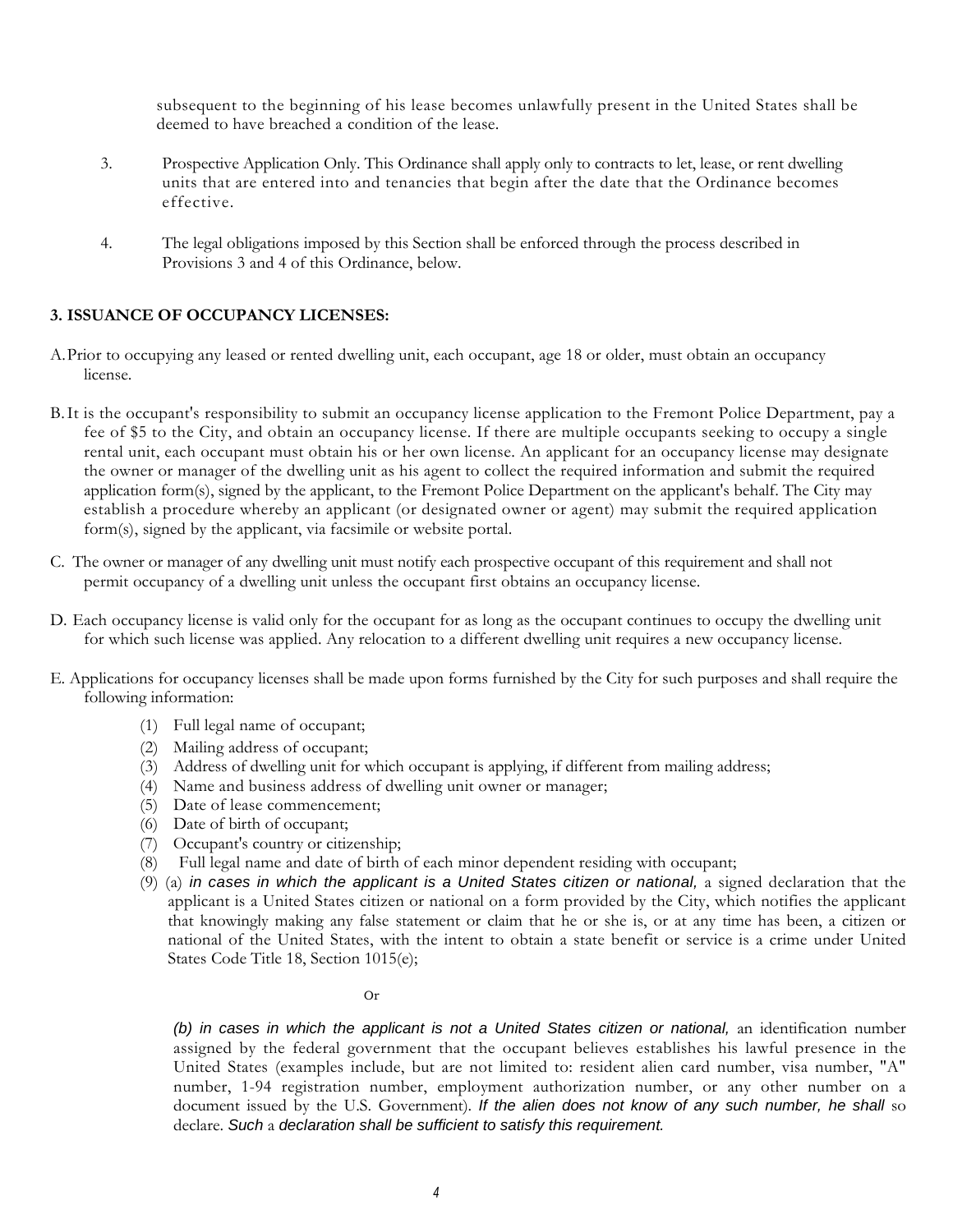subsequent to the beginning of his lease becomes unlawfully present in the United States shall be deemed to have breached a condition of the lease.

3. Prospective Application Only. This Ordinance shall apply only to contracts to let, lease, or rent dwelling units that are entered into and tenancies that begin after the date that the Ordinance becomes effective.

4. The legal obligations imposed by this Section shall be enforced through the process described in Provisions 3 and 4 of this Ordinance, below.

**3. ISSUANCE OF OCCUPANCY LICENSES:**

A. Prior to occupying any leased or rented dwelling unit, each occupant, age 18 or older, must obtain an occupancy license.

B. It is the occupant's responsibility to submit an occupancy license application to the Fremont Police Department, pay a fee of $5 to the City, and obtain an occupancy license. If there are multiple occupants seeking to occupy a single rental unit, each occupant must obtain his or her own license. An applicant for an occupancy license may designate the owner or manager of the dwelling unit as his agent to collect the required information and submit the required application form(s), signed by the applicant, to the Fremont Police Department on the applicant's behalf. The City may establish a procedure whereby an applicant (or designated owner or agent) may submit the required application form(s), signed by the applicant, via facsimile or website portal.

C. The owner or manager of any dwelling unit must notify each prospective occupant of this requirement and shall not permit occupancy of a dwelling unit unless the occupant first obtains an occupancy license.

D. Each occupancy license is valid only for the occupant for as long as the occupant continues to occupy the dwelling unit for which such license was applied. Any relocation to a different dwelling unit requires a new occupancy license.

E. Applications for occupancy licenses shall be made upon forms furnished by the City for such purposes and shall require the following information:

(1) Full legal name of occupant;
(2) Mailing address of occupant;
(3) Address of dwelling unit for which occupant is applying, if different from mailing address;
(4) Name and business address of dwelling unit owner or manager;
(5) Date of lease commencement;
(6) Date of birth of occupant;
(7) Occupant's country or citizenship;
(8) Full legal name and date of birth of each minor dependent residing with occupant;
(9) (a) *in cases in which the applicant is a United States citizen or national,* a signed declaration that the applicant is a United States citizen or national on a form provided by the City, which notifies the applicant that knowingly making any false statement or claim that he or she is, or at any time has been, a citizen or national of the United States, with the intent to obtain a state benefit or service is a crime under United States Code Title 18, Section 1015(e);

Or

*(b) in cases in which the applicant is not a United States citizen or national,* an identification number assigned by the federal government that the occupant believes establishes his lawful presence in the United States (examples include, but are not limited to: resident alien card number, visa number, "A" number, 1-94 registration number, employment authorization number, or any other number on a document issued by the U.S. Government). *If the alien does not know of any such number, he shall* so declare. *Such* a *declaration shall be sufficient to satisfy this requirement.*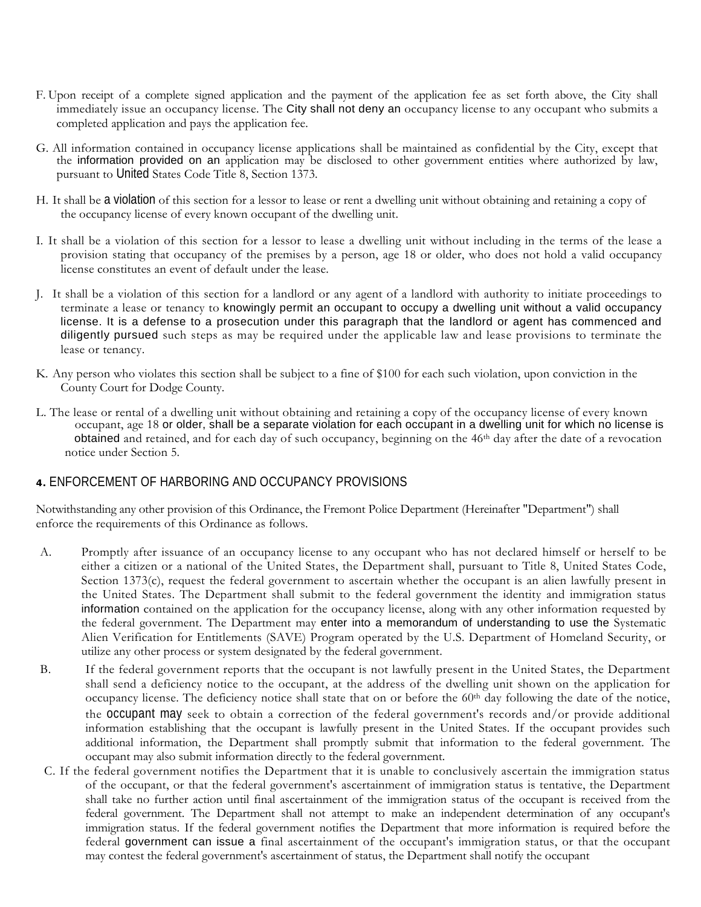F. Upon receipt of a complete signed application and the payment of the application fee as set forth above, the City shall immediately issue an occupancy license. The City shall not deny an occupancy license to any occupant who submits a completed application and pays the application fee.

G. All information contained in occupancy license applications shall be maintained as confidential by the City, except that the information provided on an application may be disclosed to other government entities where authorized by law, pursuant to United States Code Title 8, Section 1373.

H. It shall be a violation of this section for a lessor to lease or rent a dwelling unit without obtaining and retaining a copy of the occupancy license of every known occupant of the dwelling unit.

I. It shall be a violation of this section for a lessor to lease a dwelling unit without including in the terms of the lease a provision stating that occupancy of the premises by a person, age 18 or older, who does not hold a valid occupancy license constitutes an event of default under the lease.

J. It shall be a violation of this section for a landlord or any agent of a landlord with authority to initiate proceedings to terminate a lease or tenancy to knowingly permit an occupant to occupy a dwelling unit without a valid occupancy license. It is a defense to a prosecution under this paragraph that the landlord or agent has commenced and diligently pursued such steps as may be required under the applicable law and lease provisions to terminate the lease or tenancy.

K. Any person who violates this section shall be subject to a fine of $100 for each such violation, upon conviction in the County Court for Dodge County.

L. The lease or rental of a dwelling unit without obtaining and retaining a copy of the occupancy license of every known occupant, age 18 or older, shall be a separate violation for each occupant in a dwelling unit for which no license is obtained and retained, and for each day of such occupancy, beginning on the 46th day after the date of a revocation notice under Section 5.

## 4. ENFORCEMENT OF HARBORING AND OCCUPANCY PROVISIONS

Notwithstanding any other provision of this Ordinance, the Fremont Police Department (Hereinafter "Department") shall enforce the requirements of this Ordinance as follows.

A. Promptly after issuance of an occupancy license to any occupant who has not declared himself or herself to be either a citizen or a national of the United States, the Department shall, pursuant to Title 8, United States Code, Section 1373(c), request the federal government to ascertain whether the occupant is an alien lawfully present in the United States. The Department shall submit to the federal government the identity and immigration status information contained on the application for the occupancy license, along with any other information requested by the federal government. The Department may enter into a memorandum of understanding to use the Systematic Alien Verification for Entitlements (SAVE) Program operated by the U.S. Department of Homeland Security, or utilize any other process or system designated by the federal government.

B. If the federal government reports that the occupant is not lawfully present in the United States, the Department shall send a deficiency notice to the occupant, at the address of the dwelling unit shown on the application for occupancy license. The deficiency notice shall state that on or before the 60th day following the date of the notice, the occupant may seek to obtain a correction of the federal government's records and/or provide additional information establishing that the occupant is lawfully present in the United States. If the occupant provides such additional information, the Department shall promptly submit that information to the federal government. The occupant may also submit information directly to the federal government.

C. If the federal government notifies the Department that it is unable to conclusively ascertain the immigration status of the occupant, or that the federal government's ascertainment of immigration status is tentative, the Department shall take no further action until final ascertainment of the immigration status of the occupant is received from the federal government. The Department shall not attempt to make an independent determination of any occupant's immigration status. If the federal government notifies the Department that more information is required before the federal government can issue a final ascertainment of the occupant's immigration status, or that the occupant may contest the federal government's ascertainment of status, the Department shall notify the occupant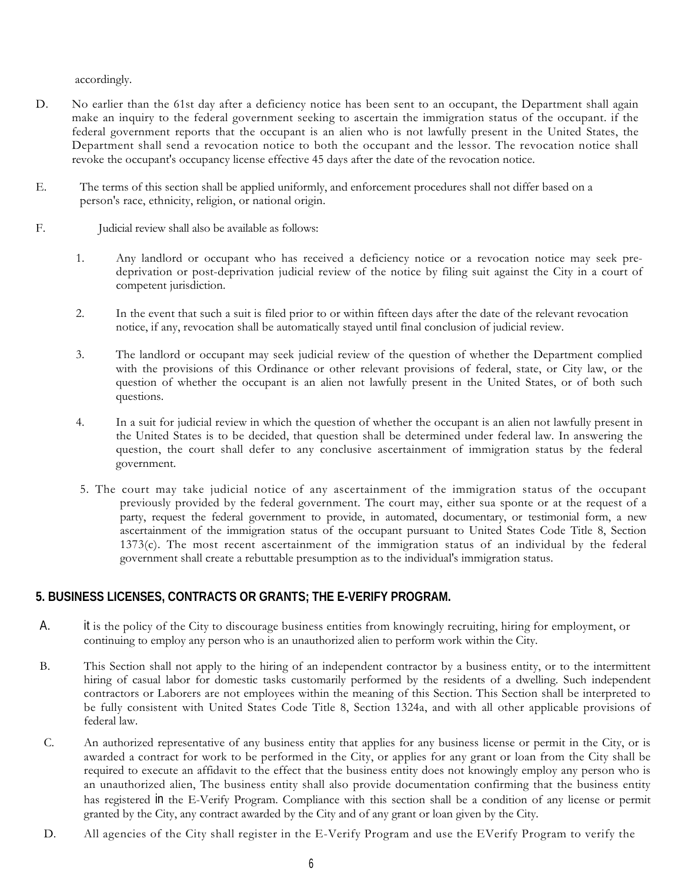accordingly.

D. No earlier than the 61st day after a deficiency notice has been sent to an occupant, the Department shall again make an inquiry to the federal government seeking to ascertain the immigration status of the occupant. if the federal government reports that the occupant is an alien who is not lawfully present in the United States, the Department shall send a revocation notice to both the occupant and the lessor. The revocation notice shall revoke the occupant's occupancy license effective 45 days after the date of the revocation notice.

E. The terms of this section shall be applied uniformly, and enforcement procedures shall not differ based on a person's race, ethnicity, religion, or national origin.

F. Judicial review shall also be available as follows:

1. Any landlord or occupant who has received a deficiency notice or a revocation notice may seek pre-deprivation or post-deprivation judicial review of the notice by filing suit against the City in a court of competent jurisdiction.

2. In the event that such a suit is filed prior to or within fifteen days after the date of the relevant revocation notice, if any, revocation shall be automatically stayed until final conclusion of judicial review.

3. The landlord or occupant may seek judicial review of the question of whether the Department complied with the provisions of this Ordinance or other relevant provisions of federal, state, or City law, or the question of whether the occupant is an alien not lawfully present in the United States, or of both such questions.

4. In a suit for judicial review in which the question of whether the occupant is an alien not lawfully present in the United States is to be decided, that question shall be determined under federal law. In answering the question, the court shall defer to any conclusive ascertainment of immigration status by the federal government.

5. The court may take judicial notice of any ascertainment of the immigration status of the occupant previously provided by the federal government. The court may, either sua sponte or at the request of a party, request the federal government to provide, in automated, documentary, or testimonial form, a new ascertainment of the immigration status of the occupant pursuant to United States Code Title 8, Section 1373(c). The most recent ascertainment of the immigration status of an individual by the federal government shall create a rebuttable presumption as to the individual's immigration status.

## 5. BUSINESS LICENSES, CONTRACTS OR GRANTS; THE E-VERIFY PROGRAM.

A. it is the policy of the City to discourage business entities from knowingly recruiting, hiring for employment, or continuing to employ any person who is an unauthorized alien to perform work within the City.

B. This Section shall not apply to the hiring of an independent contractor by a business entity, or to the intermittent hiring of casual labor for domestic tasks customarily performed by the residents of a dwelling. Such independent contractors or Laborers are not employees within the meaning of this Section. This Section shall be interpreted to be fully consistent with United States Code Title 8, Section 1324a, and with all other applicable provisions of federal law.

C. An authorized representative of any business entity that applies for any business license or permit in the City, or is awarded a contract for work to be performed in the City, or applies for any grant or loan from the City shall be required to execute an affidavit to the effect that the business entity does not knowingly employ any person who is an unauthorized alien, The business entity shall also provide documentation confirming that the business entity has registered in the E-Verify Program. Compliance with this section shall be a condition of any license or permit granted by the City, any contract awarded by the City and of any grant or loan given by the City.

D. All agencies of the City shall register in the E-Verify Program and use the EVerify Program to verify the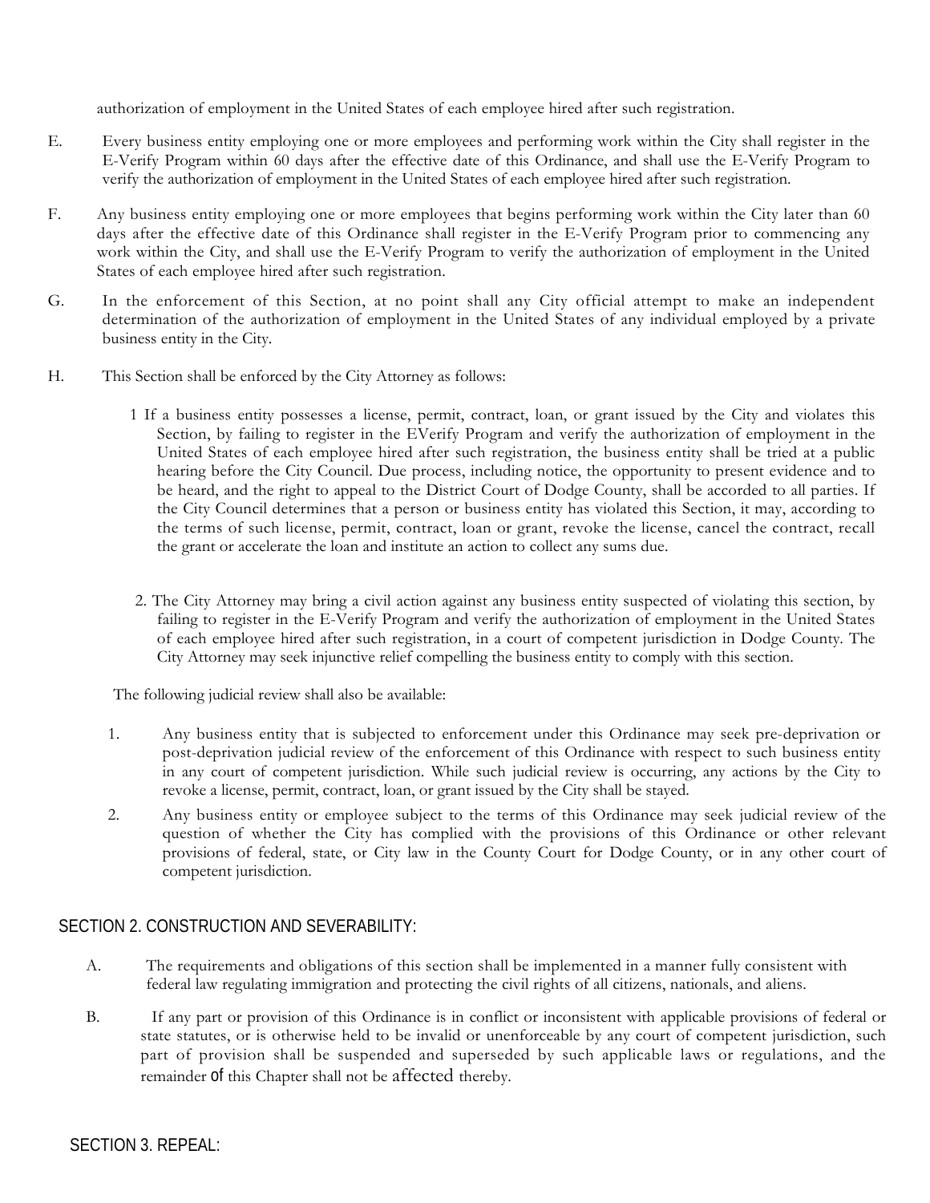authorization of employment in the United States of each employee hired after such registration.

E. Every business entity employing one or more employees and performing work within the City shall register in the E-Verify Program within 60 days after the effective date of this Ordinance, and shall use the E-Verify Program to verify the authorization of employment in the United States of each employee hired after such registration.

F. Any business entity employing one or more employees that begins performing work within the City later than 60 days after the effective date of this Ordinance shall register in the E-Verify Program prior to commencing any work within the City, and shall use the E-Verify Program to verify the authorization of employment in the United States of each employee hired after such registration.

G. In the enforcement of this Section, at no point shall any City official attempt to make an independent determination of the authorization of employment in the United States of any individual employed by a private business entity in the City.

H. This Section shall be enforced by the City Attorney as follows:

1 If a business entity possesses a license, permit, contract, loan, or grant issued by the City and violates this Section, by failing to register in the EVerify Program and verify the authorization of employment in the United States of each employee hired after such registration, the business entity shall be tried at a public hearing before the City Council. Due process, including notice, the opportunity to present evidence and to be heard, and the right to appeal to the District Court of Dodge County, shall be accorded to all parties. If the City Council determines that a person or business entity has violated this Section, it may, according to the terms of such license, permit, contract, loan or grant, revoke the license, cancel the contract, recall the grant or accelerate the loan and institute an action to collect any sums due.

2. The City Attorney may bring a civil action against any business entity suspected of violating this section, by failing to register in the E-Verify Program and verify the authorization of employment in the United States of each employee hired after such registration, in a court of competent jurisdiction in Dodge County. The City Attorney may seek injunctive relief compelling the business entity to comply with this section.

The following judicial review shall also be available:

1. Any business entity that is subjected to enforcement under this Ordinance may seek pre-deprivation or post-deprivation judicial review of the enforcement of this Ordinance with respect to such business entity in any court of competent jurisdiction. While such judicial review is occurring, any actions by the City to revoke a license, permit, contract, loan, or grant issued by the City shall be stayed.
2. Any business entity or employee subject to the terms of this Ordinance may seek judicial review of the question of whether the City has complied with the provisions of this Ordinance or other relevant provisions of federal, state, or City law in the County Court for Dodge County, or in any other court of competent jurisdiction.

## SECTION 2. CONSTRUCTION AND SEVERABILITY:

A. The requirements and obligations of this section shall be implemented in a manner fully consistent with federal law regulating immigration and protecting the civil rights of all citizens, nationals, and aliens.

B. If any part or provision of this Ordinance is in conflict or inconsistent with applicable provisions of federal or state statutes, or is otherwise held to be invalid or unenforceable by any court of competent jurisdiction, such part of provision shall be suspended and superseded by such applicable laws or regulations, and the remainder of this Chapter shall not be affected thereby.

## SECTION 3. REPEAL: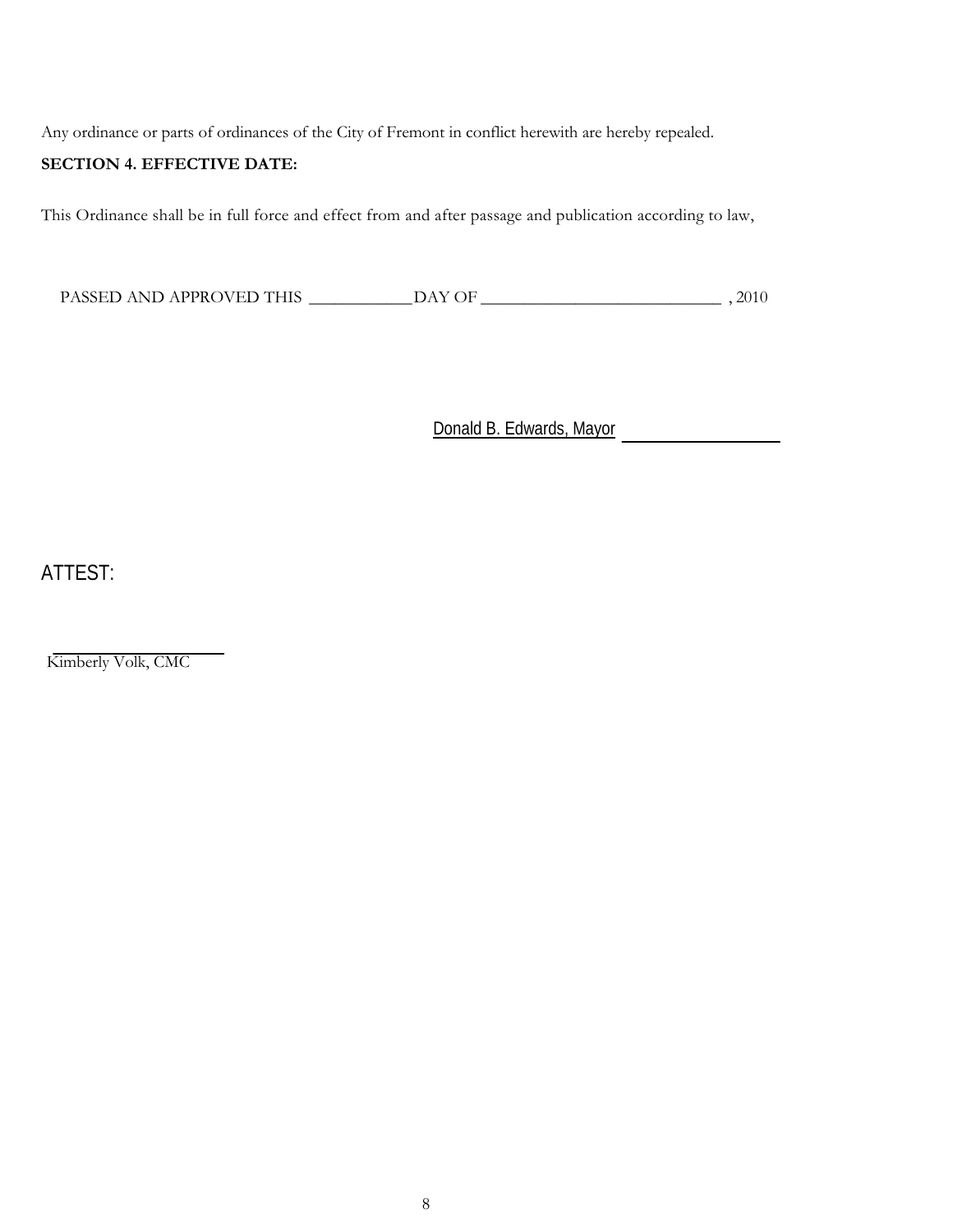Any ordinance or parts of ordinances of the City of Fremont in conflict herewith are hereby repealed.

**SECTION 4. EFFECTIVE DATE:**

This Ordinance shall be in full force and effect from and after passage and publication according to law,

PASSED AND APPROVED THIS ____________DAY OF ____________________________ , 2010

Donald B. Edwards, Mayor ____________________

ATTEST:

____________________
Kimberly Volk, CMC